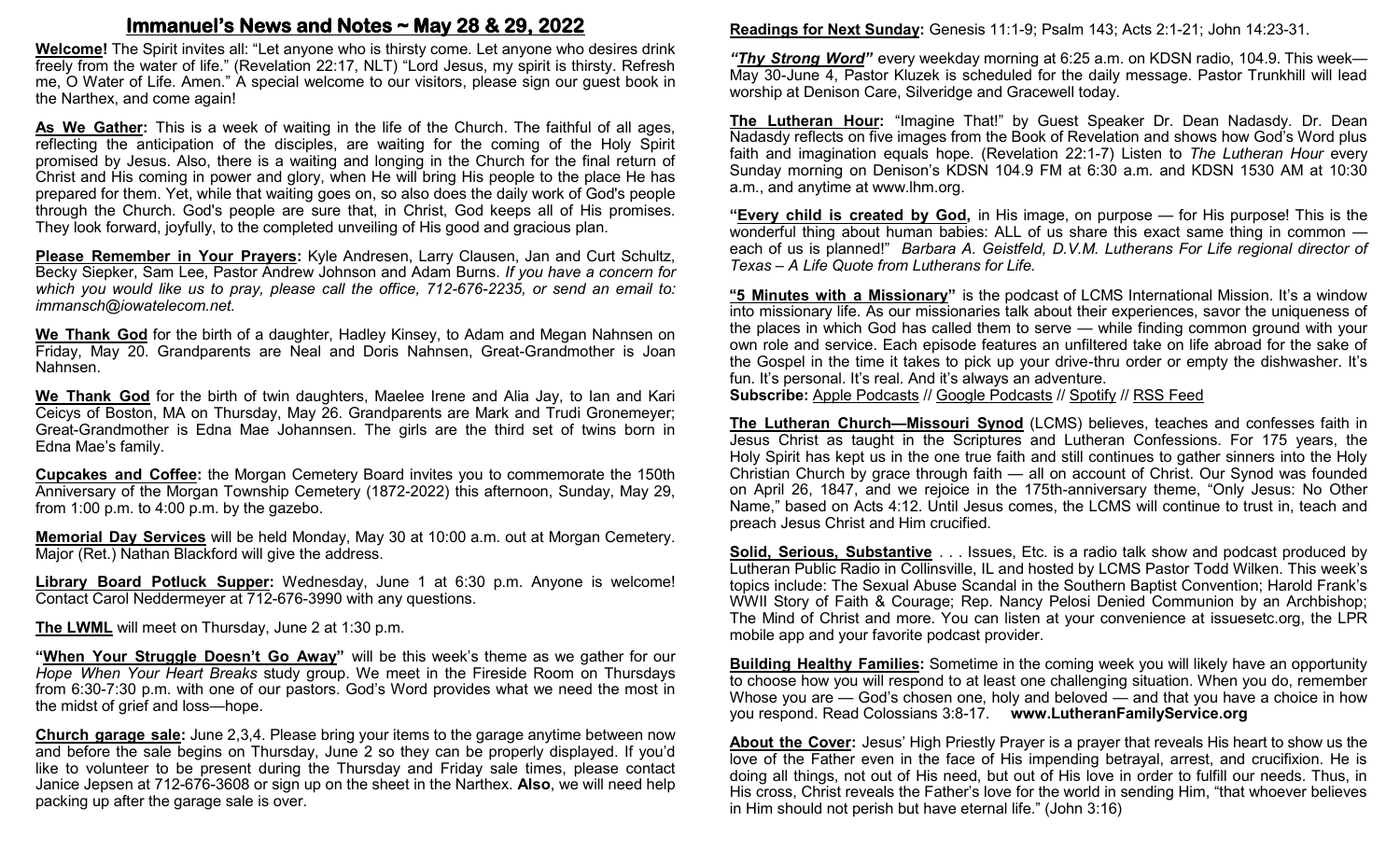# Immanuel's News and Notes ~ May 28 & 29, 2022

**Welcome!** The Spirit invites all: "Let anyone who is thirsty come. Let anyone who desires drink freely from the water of life." (Revelation 22:17, NLT) "Lord Jesus, my spirit is thirsty. Refresh me, O Water of Life. Amen." A special welcome to our visitors, please sign our guest book in the Narthex, and come again!

**As We Gather:** This is a week of waiting in the life of the Church. The faithful of all ages, reflecting the anticipation of the disciples, are waiting for the coming of the Holy Spirit promised by Jesus. Also, there is a waiting and longing in the Church for the final return of Christ and His coming in power and glory, when He will bring His people to the place He has prepared for them. Yet, while that waiting goes on, so also does the daily work of God's people through the Church. God's people are sure that, in Christ, God keeps all of His promises. They look forward, joyfully, to the completed unveiling of His good and gracious plan.

**Please Remember in Your Prayers:** Kyle Andresen, Larry Clausen, Jan and Curt Schultz, Becky Siepker, Sam Lee, Pastor Andrew Johnson and Adam Burns. *If you have a concern for which you would like us to pray, please call the office, 712-676-2235, or send an email to: immansch@iowatelecom.net.*

**We Thank God** for the birth of a daughter, Hadley Kinsey, to Adam and Megan Nahnsen on Friday, May 20. Grandparents are Neal and Doris Nahnsen, Great-Grandmother is Joan Nahnsen.

**We Thank God** for the birth of twin daughters, Maelee Irene and Alia Jay, to Ian and Kari Ceicys of Boston, MA on Thursday, May 26. Grandparents are Mark and Trudi Gronemeyer; Great-Grandmother is Edna Mae Johannsen. The girls are the third set of twins born in Edna Mae's family.

**Cupcakes and Coffee:** the Morgan Cemetery Board invites you to commemorate the 150th Anniversary of the Morgan Township Cemetery (1872-2022) this afternoon, Sunday, May 29, from 1:00 p.m. to 4:00 p.m. by the gazebo.

**Memorial Day Services** will be held Monday, May 30 at 10:00 a.m. out at Morgan Cemetery. Major (Ret.) Nathan Blackford will give the address.

**Library Board Potluck Supper:** Wednesday, June 1 at 6:30 p.m. Anyone is welcome! Contact Carol Neddermeyer at 712-676-3990 with any questions.

**The LWML** will meet on Thursday, June 2 at 1:30 p.m.

**"When Your Struggle Doesn't Go Away"** will be this week's theme as we gather for our *Hope When Your Heart Breaks* study group. We meet in the Fireside Room on Thursdays from 6:30-7:30 p.m. with one of our pastors. God's Word provides what we need the most in the midst of grief and loss—hope.

**Church garage sale:** June 2,3,4. Please bring your items to the garage anytime between now and before the sale begins on Thursday, June 2 so they can be properly displayed. If you'd like to volunteer to be present during the Thursday and Friday sale times, please contact Janice Jepsen at 712-676-3608 or sign up on the sheet in the Narthex. **Also**, we will need help packing up after the garage sale is over.

**Readings for Next Sunday:** Genesis 11:1-9; Psalm 143; Acts 2:1-21; John 14:23-31.

***"Thy Strong Word"*** every weekday morning at 6:25 a.m. on KDSN radio, 104.9. This week—May 30-June 4, Pastor Kluzek is scheduled for the daily message. Pastor Trunkhill will lead worship at Denison Care, Silveridge and Gracewell today.

**The Lutheran Hour:** "Imagine That!" by Guest Speaker Dr. Dean Nadasdy. Dr. Dean Nadasdy reflects on five images from the Book of Revelation and shows how God's Word plus faith and imagination equals hope. (Revelation 22:1-7) Listen to *The Lutheran Hour* every Sunday morning on Denison's KDSN 104.9 FM at 6:30 a.m. and KDSN 1530 AM at 10:30 a.m., and anytime at www.lhm.org.

**"Every child is created by God,** in His image, on purpose — for His purpose! This is the wonderful thing about human babies: ALL of us share this exact same thing in common — each of us is planned!" *Barbara A. Geistfeld, D.V.M. Lutherans For Life regional director of Texas – A Life Quote from Lutherans for Life.*

**"5 Minutes with a Missionary"** is the podcast of LCMS International Mission. It's a window into missionary life. As our missionaries talk about their experiences, savor the uniqueness of the places in which God has called them to serve — while finding common ground with your own role and service. Each episode features an unfiltered take on life abroad for the sake of the Gospel in the time it takes to pick up your drive-thru order or empty the dishwasher. It's fun. It's personal. It's real. And it's always an adventure.
**Subscribe:** Apple Podcasts // Google Podcasts // Spotify // RSS Feed

**The Lutheran Church—Missouri Synod** (LCMS) believes, teaches and confesses faith in Jesus Christ as taught in the Scriptures and Lutheran Confessions. For 175 years, the Holy Spirit has kept us in the one true faith and still continues to gather sinners into the Holy Christian Church by grace through faith — all on account of Christ. Our Synod was founded on April 26, 1847, and we rejoice in the 175th-anniversary theme, "Only Jesus: No Other Name," based on Acts 4:12. Until Jesus comes, the LCMS will continue to trust in, teach and preach Jesus Christ and Him crucified.

**Solid, Serious, Substantive** . . . Issues, Etc. is a radio talk show and podcast produced by Lutheran Public Radio in Collinsville, IL and hosted by LCMS Pastor Todd Wilken. This week's topics include: The Sexual Abuse Scandal in the Southern Baptist Convention; Harold Frank's WWII Story of Faith & Courage; Rep. Nancy Pelosi Denied Communion by an Archbishop; The Mind of Christ and more. You can listen at your convenience at issuesetc.org, the LPR mobile app and your favorite podcast provider.

**Building Healthy Families:** Sometime in the coming week you will likely have an opportunity to choose how you will respond to at least one challenging situation. When you do, remember Whose you are — God's chosen one, holy and beloved — and that you have a choice in how you respond. Read Colossians 3:8-17. **www.LutheranFamilyService.org**

**About the Cover:** Jesus' High Priestly Prayer is a prayer that reveals His heart to show us the love of the Father even in the face of His impending betrayal, arrest, and crucifixion. He is doing all things, not out of His need, but out of His love in order to fulfill our needs. Thus, in His cross, Christ reveals the Father's love for the world in sending Him, "that whoever believes in Him should not perish but have eternal life." (John 3:16)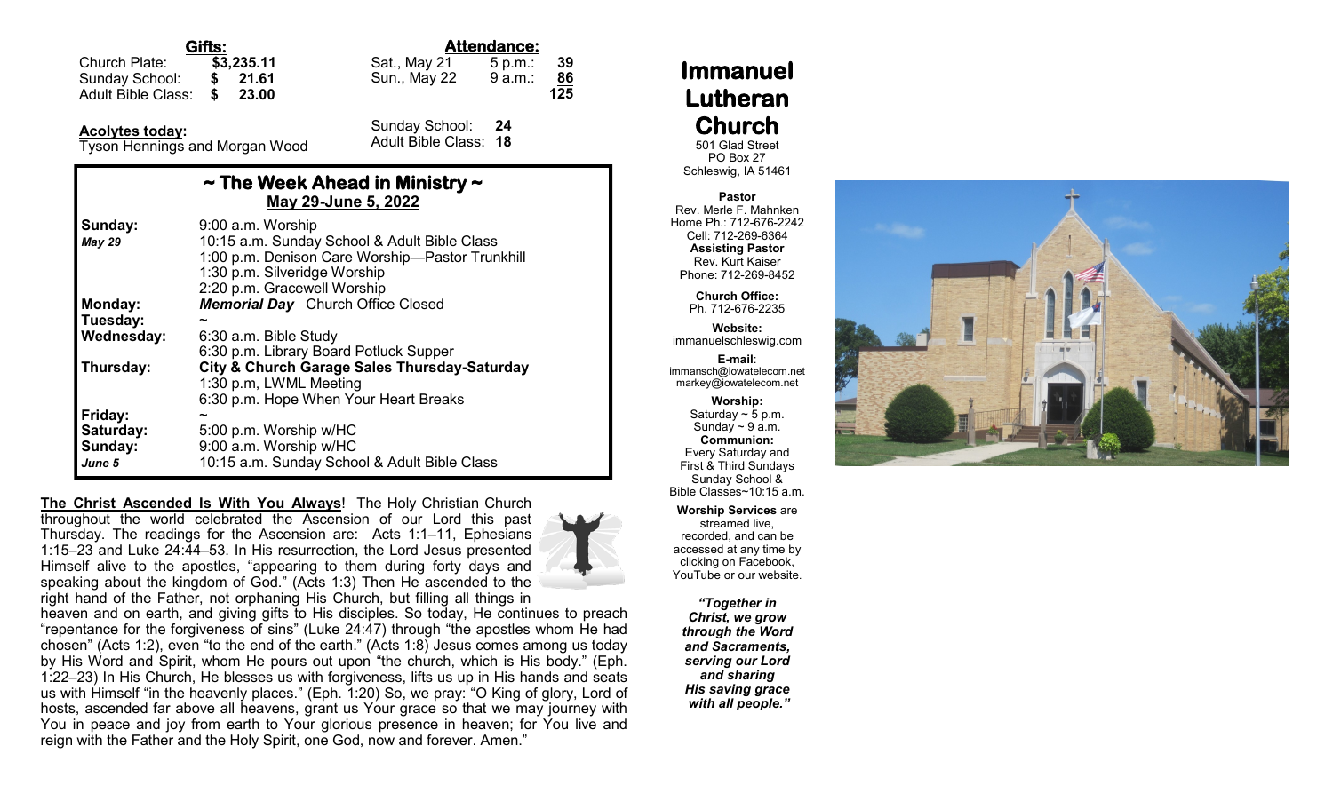**Gifts:**

| | |
|---|---|
| Church Plate: | $3,235.11 |
| Sunday School: | $ 21.61 |
| Adult Bible Class: | $ 23.00 |

**Attendance:**

| | | |
|---|---|---|
| Sat., May 21 | 5 p.m.: | 39 |
| Sun., May 22 | 9 a.m.: | 86 |
| | | 125 |

Sunday School: **24**
Adult Bible Class: **18**

**Acolytes today:**
Tyson Hennings and Morgan Wood

## ~ The Week Ahead in Ministry ~

**May 29-June 5, 2022**

| | |
|---|---|
| **Sunday:** *May 29* | 9:00 a.m. Worship<br>10:15 a.m. Sunday School & Adult Bible Class<br>1:00 p.m. Denison Care Worship—Pastor Trunkhill<br>1:30 p.m. Silveridge Worship<br>2:20 p.m. Gracewell Worship |
| **Monday:** | ***Memorial Day*** Church Office Closed |
| **Tuesday:** | ~ |
| **Wednesday:** | 6:30 a.m. Bible Study<br>6:30 p.m. Library Board Potluck Supper |
| **Thursday:** | **City & Church Garage Sales Thursday-Saturday**<br>1:30 p.m, LWML Meeting<br>6:30 p.m. Hope When Your Heart Breaks |
| **Friday:** | ~ |
| **Saturday:** | 5:00 p.m. Worship w/HC |
| **Sunday:** *June 5* | 9:00 a.m. Worship w/HC<br>10:15 a.m. Sunday School & Adult Bible Class |

**The Christ Ascended Is With You Always**! The Holy Christian Church throughout the world celebrated the Ascension of our Lord this past Thursday. The readings for the Ascension are: Acts 1:1–11, Ephesians 1:15–23 and Luke 24:44–53. In His resurrection, the Lord Jesus presented Himself alive to the apostles, "appearing to them during forty days and speaking about the kingdom of God." (Acts 1:3) Then He ascended to the right hand of the Father, not orphaning His Church, but filling all things in heaven and on earth, and giving gifts to His disciples. So today, He continues to preach "repentance for the forgiveness of sins" (Luke 24:47) through "the apostles whom He had chosen" (Acts 1:2), even "to the end of the earth." (Acts 1:8) Jesus comes among us today by His Word and Spirit, whom He pours out upon "the church, which is His body." (Eph. 1:22–23) In His Church, He blesses us with forgiveness, lifts us up in His hands and seats us with Himself "in the heavenly places." (Eph. 1:20) So, we pray: "O King of glory, Lord of hosts, ascended far above all heavens, grant us Your grace so that we may journey with You in peace and joy from earth to Your glorious presence in heaven; for You live and reign with the Father and the Holy Spirit, one God, now and forever. Amen."

# Immanuel Lutheran Church

501 Glad Street
PO Box 27
Schleswig, IA 51461

**Pastor**
Rev. Merle F. Mahnken
Home Ph.: 712-676-2242
Cell: 712-269-6364

**Assisting Pastor**
Rev. Kurt Kaiser
Phone: 712-269-8452

**Church Office:**
Ph. 712-676-2235

**Website:**
immanuelschleswig.com

**E-mail**:
immansch@iowatelecom.net
markey@iowatelecom.net

**Worship:**
Saturday ~ 5 p.m.
Sunday ~ 9 a.m.

**Communion:**
Every Saturday and
First & Third Sundays
Sunday School &
Bible Classes~10:15 a.m.

**Worship Services** are streamed live, recorded, and can be accessed at any time by clicking on Facebook, YouTube or our website.

***"Together in Christ, we grow through the Word and Sacraments, serving our Lord and sharing His saving grace with all people."***